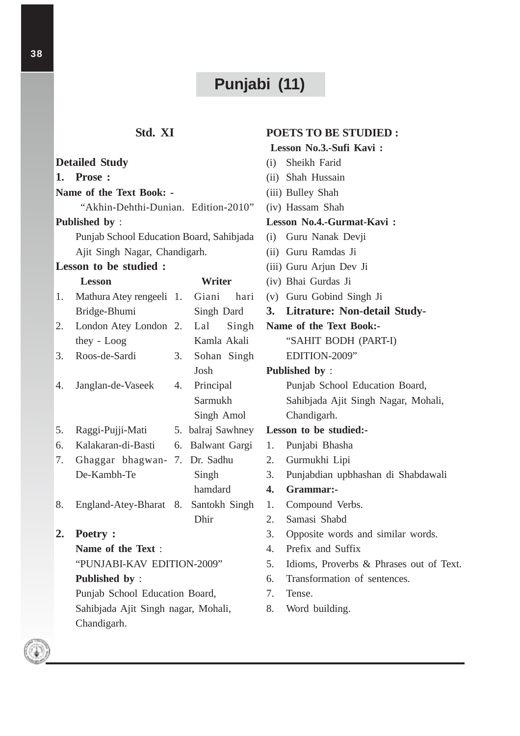# Punjabi (11)

## Std. XI

**Detailed Study**

**1. Prose :**

**Name of the Text Book: -**

"Akhin-Dehthi-Dunian. Edition-2010"

**Published by** :

Punjab School Education Board, Sahibjada Ajit Singh Nagar, Chandigarh.

**Lesson to be studied :**

| | Lesson | | Writer |
|---|---|---|---|
| 1. | Mathura Atey rengeeli Bridge-Bhumi | 1. | Giani hari Singh Dard |
| 2. | London Atey London they - Loog | 2. | Lal Singh Kamla Akali |
| 3. | Roos-de-Sardi | 3. | Sohan Singh Josh |
| 4. | Janglan-de-Vaseek | 4. | Principal Sarmukh Singh Amol |
| 5. | Raggi-Pujji-Mati | 5. | balraj Sawhney |
| 6. | Kalakaran-di-Basti | 6. | Balwant Gargi |
| 7. | Ghaggar bhagwan-De-Kambh-Te | 7. | Dr. Sadhu Singh hamdard |
| 8. | England-Atey-Bharat | 8. | Santokh Singh Dhir |

**2. Poetry :**

**Name of the Text** :

"PUNJABI-KAV EDITION-2009"

**Published by** :

Punjab School Education Board, Sahibjada Ajit Singh nagar, Mohali, Chandigarh.

**POETS TO BE STUDIED :**

**Lesson No.3.-Sufi Kavi :**

(i) Sheikh Farid
(ii) Shah Hussain
(iii) Bulley Shah
(iv) Hassam Shah

**Lesson No.4.-Gurmat-Kavi :**

(i) Guru Nanak Devji
(ii) Guru Ramdas Ji
(iii) Guru Arjun Dev Ji
(iv) Bhai Gurdas Ji
(v) Guru Gobind Singh Ji

**3. Litrature: Non-detail Study-**

**Name of the Text Book:-**

"SAHIT BODH (PART-I) EDITION-2009"

**Published by** :

Punjab School Education Board, Sahibjada Ajit Singh Nagar, Mohali, Chandigarh.

**Lesson to be studied:-**

1. Punjabi Bhasha
2. Gurmukhi Lipi
3. Punjabdian upbhashan di Shabdawali

**4. Grammar:-**

1. Compound Verbs.
2. Samasi Shabd
3. Opposite words and similar words.
4. Prefix and Suffix
5. Idioms, Proverbs & Phrases out of Text.
6. Transformation of sentences.
7. Tense.
8. Word building.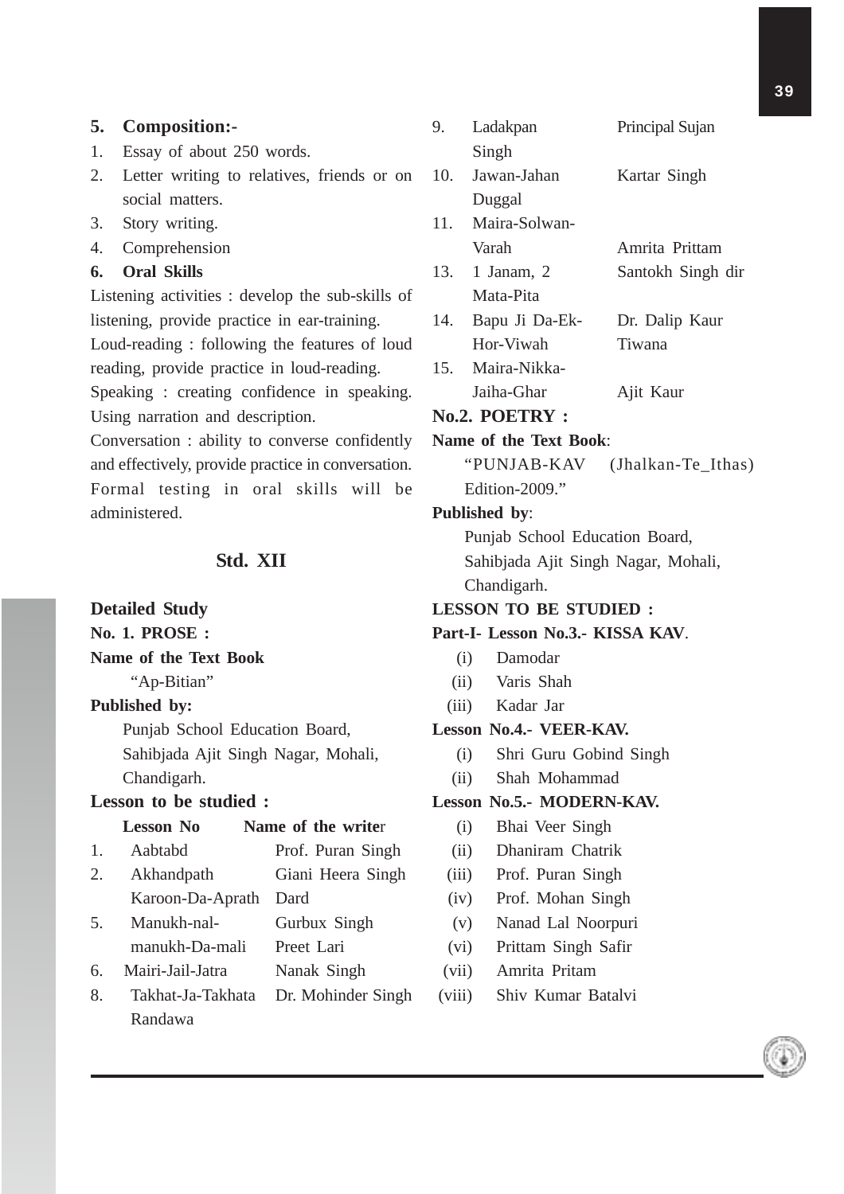**5. Composition:-**

1. Essay of about 250 words.
2. Letter writing to relatives, friends or on social matters.
3. Story writing.
4. Comprehension

**6. Oral Skills**

Listening activities : develop the sub-skills of listening, provide practice in ear-training.

Loud-reading : following the features of loud reading, provide practice in loud-reading.

Speaking : creating confidence in speaking. Using narration and description.

Conversation : ability to converse confidently and effectively, provide practice in conversation. Formal testing in oral skills will be administered.

## Std. XII

**Detailed Study**

**No. 1. PROSE :**

**Name of the Text Book**

"Ap-Bitian"

**Published by:**

Punjab School Education Board,
Sahibjada Ajit Singh Nagar, Mohali,
Chandigarh.

**Lesson to be studied :**

| | Lesson No | Name of the writer |
|---|---|---|
| 1. | Aabtabd | Prof. Puran Singh |
| 2. | Akhandpath Karoon-Da-Aprath | Giani Heera Singh Dard |
| 5. | Manukh-nal-manukh-Da-mali | Gurbux Singh Preet Lari |
| 6. | Mairi-Jail-Jatra | Nanak Singh |
| 8. | Takhat-Ja-Takhata | Dr. Mohinder Singh Randawa |
| 9. | Ladakpan | Principal Sujan Singh |
| 10. | Jawan-Jahan | Kartar Singh Duggal |
| 11. | Maira-Solwan-Varah | Amrita Prittam |
| 13. | 1 Janam, 2 Mata-Pita | Santokh Singh dir |
| 14. | Bapu Ji Da-Ek-Hor-Viwah | Dr. Dalip Kaur Tiwana |
| 15. | Maira-Nikka-Jaiha-Ghar | Ajit Kaur |

**No.2. POETRY :**

**Name of the Text Book**:

"PUNJAB-KAV (Jhalkan-Te_Ithas) Edition-2009."

**Published by**:

Punjab School Education Board,
Sahibjada Ajit Singh Nagar, Mohali,
Chandigarh.

**LESSON TO BE STUDIED :**

**Part-I- Lesson No.3.- KISSA KAV**.

(i) Damodar
(ii) Varis Shah
(iii) Kadar Jar

**Lesson No.4.- VEER-KAV.**

(i) Shri Guru Gobind Singh
(ii) Shah Mohammad

**Lesson No.5.- MODERN-KAV.**

(i) Bhai Veer Singh
(ii) Dhaniram Chatrik
(iii) Prof. Puran Singh
(iv) Prof. Mohan Singh
(v) Nanad Lal Noorpuri
(vi) Prittam Singh Safir
(vii) Amrita Pritam
(viii) Shiv Kumar Batalvi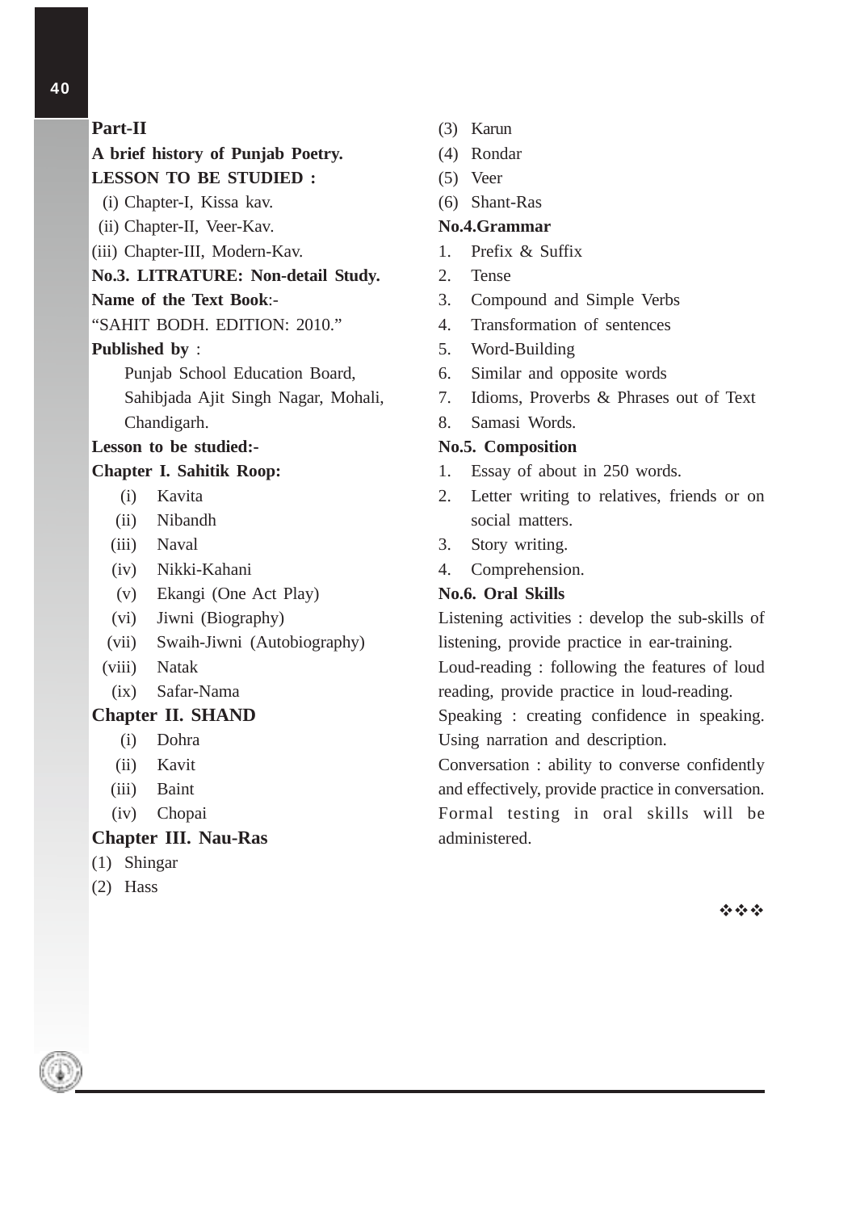**Part-II**

**A brief history of Punjab Poetry.**

**LESSON TO BE STUDIED :**

(i) Chapter-I, Kissa kav.

(ii) Chapter-II, Veer-Kav.

(iii) Chapter-III, Modern-Kav.

**No.3. LITRATURE: Non-detail Study.**

**Name of the Text Book**:-

"SAHIT BODH. EDITION: 2010."

**Published by** :

Punjab School Education Board, Sahibjada Ajit Singh Nagar, Mohali, Chandigarh.

**Lesson to be studied:-**

**Chapter I. Sahitik Roop:**

(i) Kavita
(ii) Nibandh
(iii) Naval
(iv) Nikki-Kahani
(v) Ekangi (One Act Play)
(vi) Jiwni (Biography)
(vii) Swaih-Jiwni (Autobiography)
(viii) Natak
(ix) Safar-Nama

**Chapter II. SHAND**

(i) Dohra
(ii) Kavit
(iii) Baint
(iv) Chopai

**Chapter III. Nau-Ras**

(1) Shingar
(2) Hass
(3) Karun
(4) Rondar
(5) Veer
(6) Shant-Ras

**No.4.Grammar**

1. Prefix & Suffix
2. Tense
3. Compound and Simple Verbs
4. Transformation of sentences
5. Word-Building
6. Similar and opposite words
7. Idioms, Proverbs & Phrases out of Text
8. Samasi Words.

**No.5. Composition**

1. Essay of about in 250 words.
2. Letter writing to relatives, friends or on social matters.
3. Story writing.
4. Comprehension.

**No.6. Oral Skills**

Listening activities : develop the sub-skills of listening, provide practice in ear-training.

Loud-reading : following the features of loud reading, provide practice in loud-reading.

Speaking : creating confidence in speaking. Using narration and description.

Conversation : ability to converse confidently and effectively, provide practice in conversation.

Formal testing in oral skills will be administered.

❖❖❖